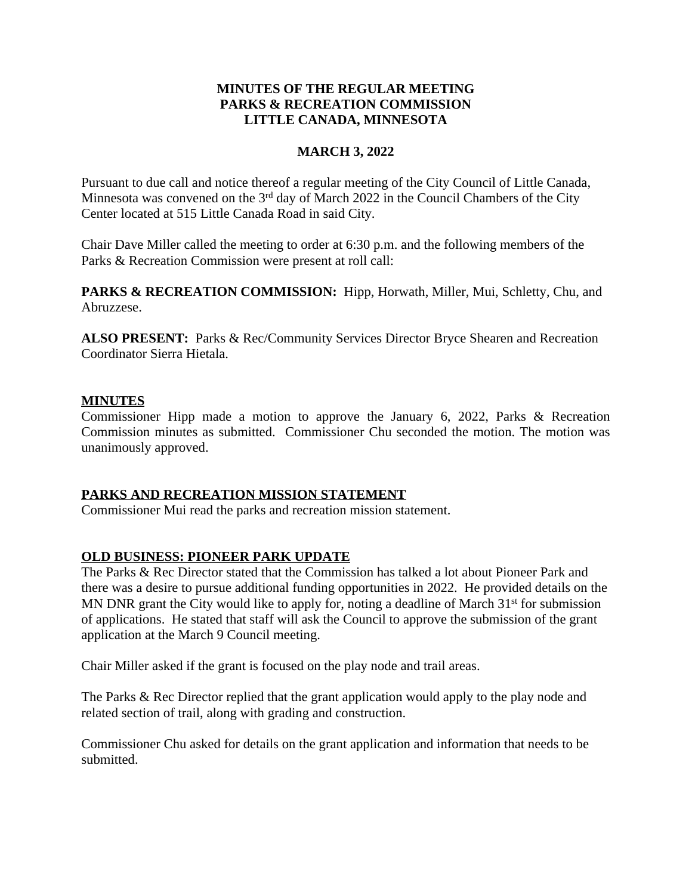**MINUTES OF THE REGULAR MEETING**
**PARKS & RECREATION COMMISSION**
**LITTLE CANADA, MINNESOTA**

**MARCH 3, 2022**

Pursuant to due call and notice thereof a regular meeting of the City Council of Little Canada, Minnesota was convened on the 3rd day of March 2022 in the Council Chambers of the City Center located at 515 Little Canada Road in said City.

Chair Dave Miller called the meeting to order at 6:30 p.m. and the following members of the Parks & Recreation Commission were present at roll call:

**PARKS & RECREATION COMMISSION:** Hipp, Horwath, Miller, Mui, Schletty, Chu, and Abruzzese.

**ALSO PRESENT:** Parks & Rec/Community Services Director Bryce Shearen and Recreation Coordinator Sierra Hietala.

## MINUTES

Commissioner Hipp made a motion to approve the January 6, 2022, Parks & Recreation Commission minutes as submitted. Commissioner Chu seconded the motion. The motion was unanimously approved.

## PARKS AND RECREATION MISSION STATEMENT

Commissioner Mui read the parks and recreation mission statement.

## OLD BUSINESS: PIONEER PARK UPDATE

The Parks & Rec Director stated that the Commission has talked a lot about Pioneer Park and there was a desire to pursue additional funding opportunities in 2022. He provided details on the MN DNR grant the City would like to apply for, noting a deadline of March 31st for submission of applications. He stated that staff will ask the Council to approve the submission of the grant application at the March 9 Council meeting.

Chair Miller asked if the grant is focused on the play node and trail areas.

The Parks & Rec Director replied that the grant application would apply to the play node and related section of trail, along with grading and construction.

Commissioner Chu asked for details on the grant application and information that needs to be submitted.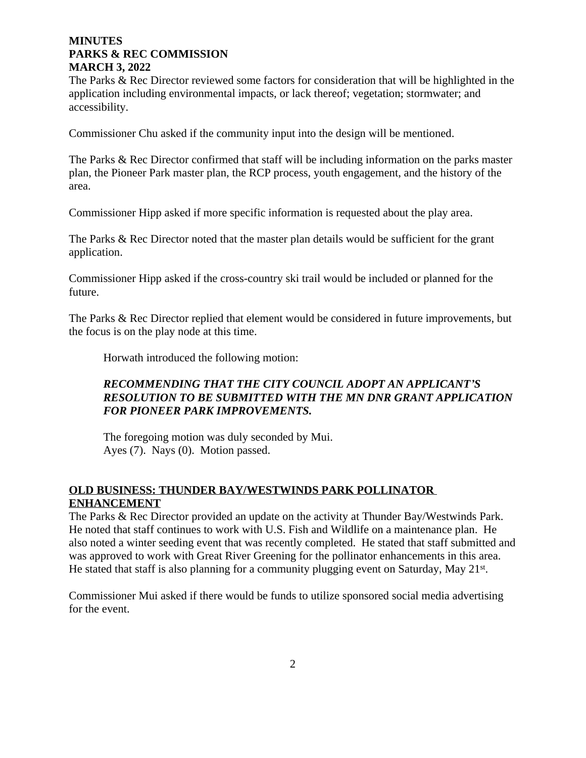The Parks & Rec Director reviewed some factors for consideration that will be highlighted in the application including environmental impacts, or lack thereof; vegetation; stormwater; and accessibility.

Commissioner Chu asked if the community input into the design will be mentioned.

The Parks & Rec Director confirmed that staff will be including information on the parks master plan, the Pioneer Park master plan, the RCP process, youth engagement, and the history of the area.

Commissioner Hipp asked if more specific information is requested about the play area.

The Parks & Rec Director noted that the master plan details would be sufficient for the grant application.

Commissioner Hipp asked if the cross-country ski trail would be included or planned for the future.

The Parks & Rec Director replied that element would be considered in future improvements, but the focus is on the play node at this time.

> Horwath introduced the following motion:
>
> ***RECOMMENDING THAT THE CITY COUNCIL ADOPT AN APPLICANT'S RESOLUTION TO BE SUBMITTED WITH THE MN DNR GRANT APPLICATION FOR PIONEER PARK IMPROVEMENTS.***
>
> The foregoing motion was duly seconded by Mui.
> Ayes (7). Nays (0). Motion passed.

## OLD BUSINESS: THUNDER BAY/WESTWINDS PARK POLLINATOR ENHANCEMENT

The Parks & Rec Director provided an update on the activity at Thunder Bay/Westwinds Park. He noted that staff continues to work with U.S. Fish and Wildlife on a maintenance plan. He also noted a winter seeding event that was recently completed. He stated that staff submitted and was approved to work with Great River Greening for the pollinator enhancements in this area. He stated that staff is also planning for a community plugging event on Saturday, May 21st.

Commissioner Mui asked if there would be funds to utilize sponsored social media advertising for the event.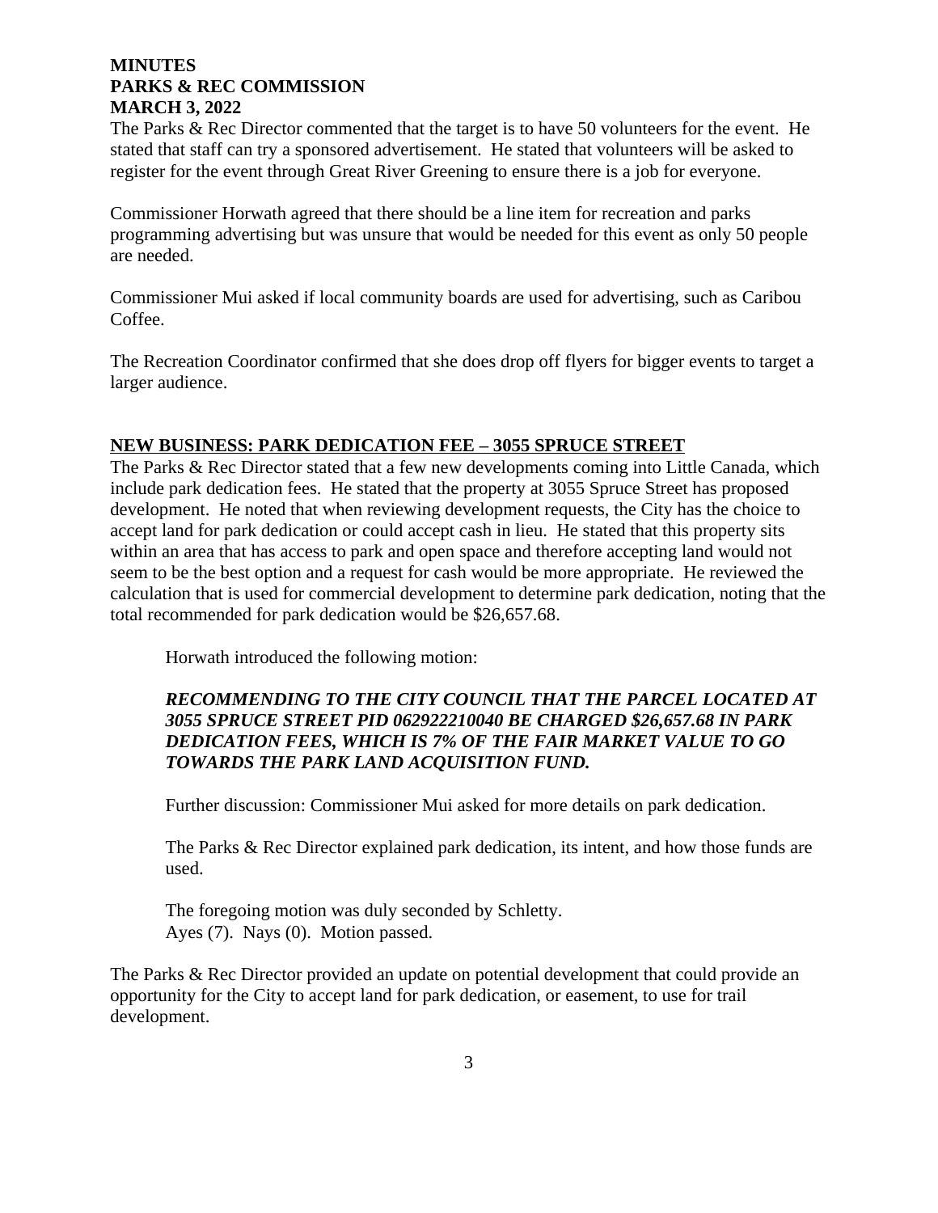The Parks & Rec Director commented that the target is to have 50 volunteers for the event. He stated that staff can try a sponsored advertisement. He stated that volunteers will be asked to register for the event through Great River Greening to ensure there is a job for everyone.

Commissioner Horwath agreed that there should be a line item for recreation and parks programming advertising but was unsure that would be needed for this event as only 50 people are needed.

Commissioner Mui asked if local community boards are used for advertising, such as Caribou Coffee.

The Recreation Coordinator confirmed that she does drop off flyers for bigger events to target a larger audience.

## NEW BUSINESS: PARK DEDICATION FEE – 3055 SPRUCE STREET

The Parks & Rec Director stated that a few new developments coming into Little Canada, which include park dedication fees. He stated that the property at 3055 Spruce Street has proposed development. He noted that when reviewing development requests, the City has the choice to accept land for park dedication or could accept cash in lieu. He stated that this property sits within an area that has access to park and open space and therefore accepting land would not seem to be the best option and a request for cash would be more appropriate. He reviewed the calculation that is used for commercial development to determine park dedication, noting that the total recommended for park dedication would be $26,657.68.

> Horwath introduced the following motion:
>
> ***RECOMMENDING TO THE CITY COUNCIL THAT THE PARCEL LOCATED AT 3055 SPRUCE STREET PID 062922210040 BE CHARGED $26,657.68 IN PARK DEDICATION FEES, WHICH IS 7% OF THE FAIR MARKET VALUE TO GO TOWARDS THE PARK LAND ACQUISITION FUND.***
>
> Further discussion: Commissioner Mui asked for more details on park dedication.
>
> The Parks & Rec Director explained park dedication, its intent, and how those funds are used.
>
> The foregoing motion was duly seconded by Schletty.
> Ayes (7). Nays (0). Motion passed.

The Parks & Rec Director provided an update on potential development that could provide an opportunity for the City to accept land for park dedication, or easement, to use for trail development.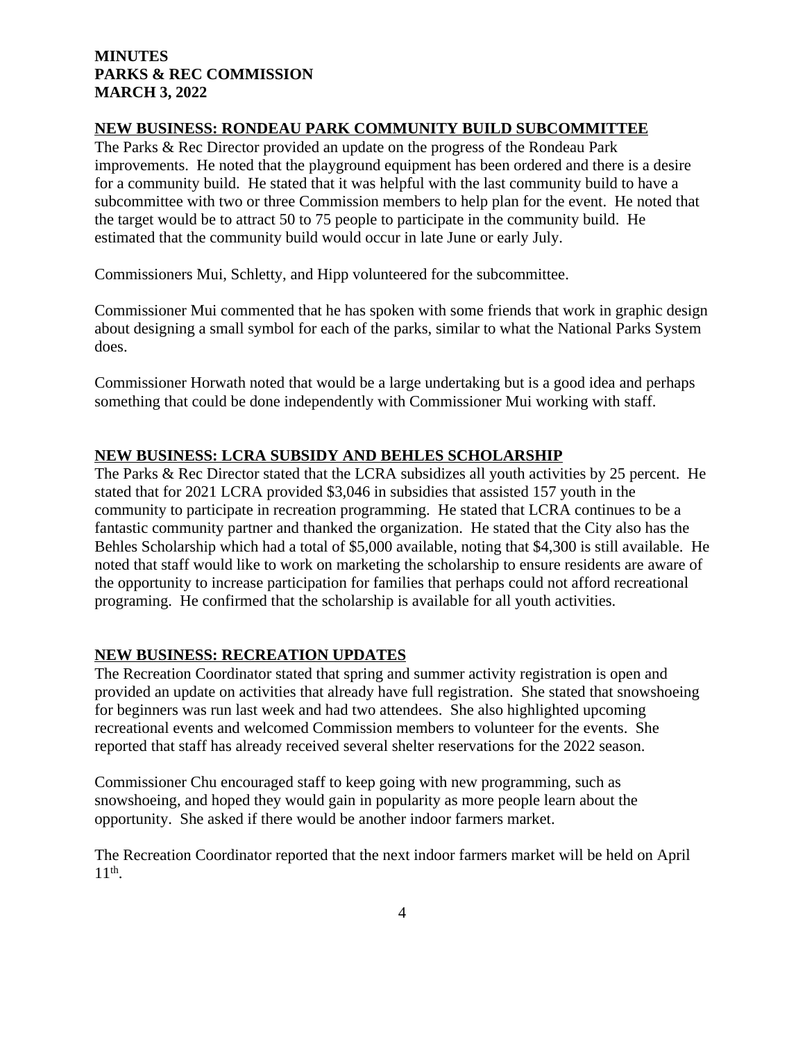**NEW BUSINESS: RONDEAU PARK COMMUNITY BUILD SUBCOMMITTEE**

The Parks & Rec Director provided an update on the progress of the Rondeau Park improvements. He noted that the playground equipment has been ordered and there is a desire for a community build. He stated that it was helpful with the last community build to have a subcommittee with two or three Commission members to help plan for the event. He noted that the target would be to attract 50 to 75 people to participate in the community build. He estimated that the community build would occur in late June or early July.

Commissioners Mui, Schletty, and Hipp volunteered for the subcommittee.

Commissioner Mui commented that he has spoken with some friends that work in graphic design about designing a small symbol for each of the parks, similar to what the National Parks System does.

Commissioner Horwath noted that would be a large undertaking but is a good idea and perhaps something that could be done independently with Commissioner Mui working with staff.

**NEW BUSINESS: LCRA SUBSIDY AND BEHLES SCHOLARSHIP**

The Parks & Rec Director stated that the LCRA subsidizes all youth activities by 25 percent. He stated that for 2021 LCRA provided $3,046 in subsidies that assisted 157 youth in the community to participate in recreation programming. He stated that LCRA continues to be a fantastic community partner and thanked the organization. He stated that the City also has the Behles Scholarship which had a total of $5,000 available, noting that $4,300 is still available. He noted that staff would like to work on marketing the scholarship to ensure residents are aware of the opportunity to increase participation for families that perhaps could not afford recreational programing. He confirmed that the scholarship is available for all youth activities.

**NEW BUSINESS: RECREATION UPDATES**

The Recreation Coordinator stated that spring and summer activity registration is open and provided an update on activities that already have full registration. She stated that snowshoeing for beginners was run last week and had two attendees. She also highlighted upcoming recreational events and welcomed Commission members to volunteer for the events. She reported that staff has already received several shelter reservations for the 2022 season.

Commissioner Chu encouraged staff to keep going with new programming, such as snowshoeing, and hoped they would gain in popularity as more people learn about the opportunity. She asked if there would be another indoor farmers market.

The Recreation Coordinator reported that the next indoor farmers market will be held on April 11th.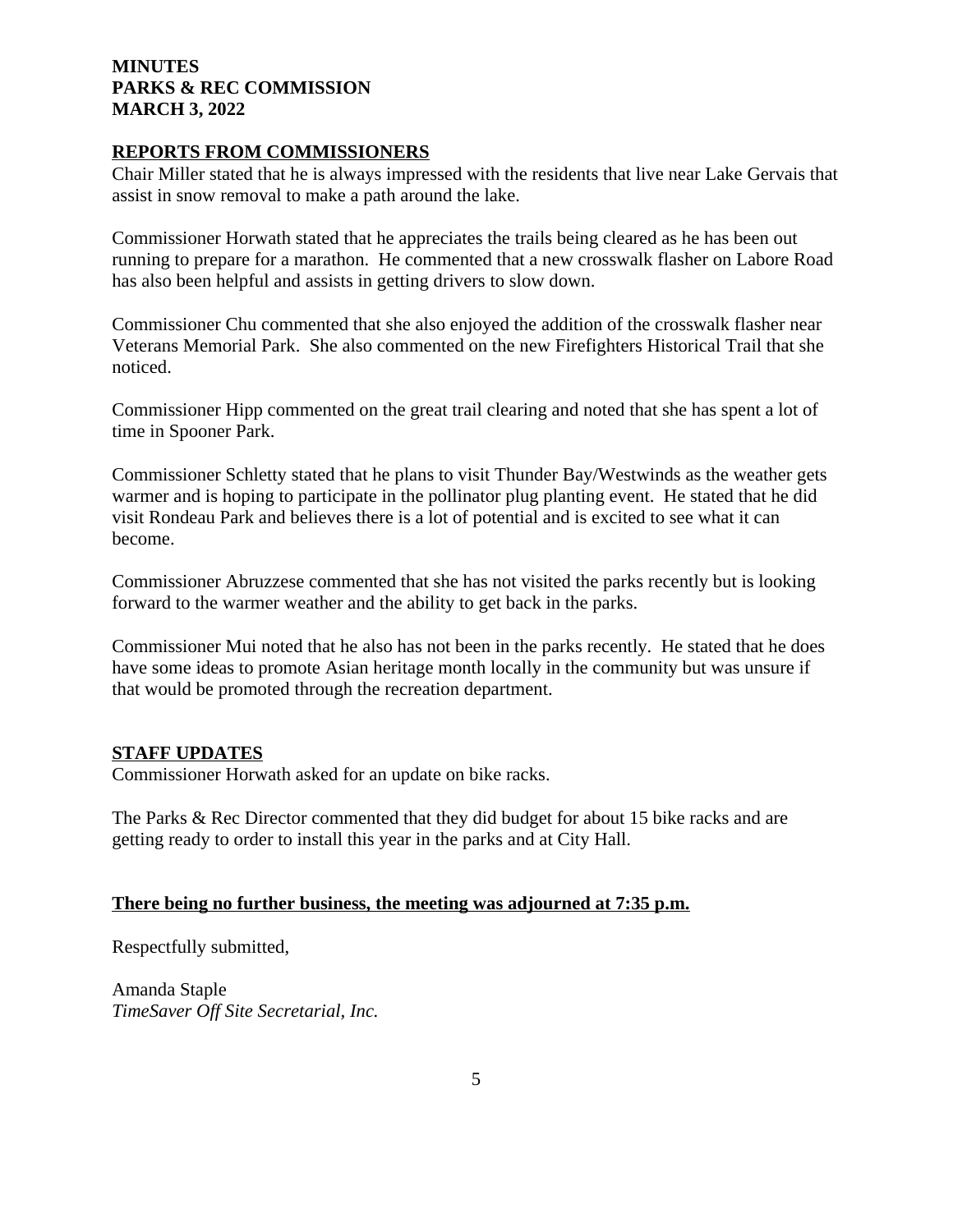**MINUTES**
**PARKS & REC COMMISSION**
**MARCH 3, 2022**

## REPORTS FROM COMMISSIONERS

Chair Miller stated that he is always impressed with the residents that live near Lake Gervais that assist in snow removal to make a path around the lake.

Commissioner Horwath stated that he appreciates the trails being cleared as he has been out running to prepare for a marathon. He commented that a new crosswalk flasher on Labore Road has also been helpful and assists in getting drivers to slow down.

Commissioner Chu commented that she also enjoyed the addition of the crosswalk flasher near Veterans Memorial Park. She also commented on the new Firefighters Historical Trail that she noticed.

Commissioner Hipp commented on the great trail clearing and noted that she has spent a lot of time in Spooner Park.

Commissioner Schletty stated that he plans to visit Thunder Bay/Westwinds as the weather gets warmer and is hoping to participate in the pollinator plug planting event. He stated that he did visit Rondeau Park and believes there is a lot of potential and is excited to see what it can become.

Commissioner Abruzzese commented that she has not visited the parks recently but is looking forward to the warmer weather and the ability to get back in the parks.

Commissioner Mui noted that he also has not been in the parks recently. He stated that he does have some ideas to promote Asian heritage month locally in the community but was unsure if that would be promoted through the recreation department.

## STAFF UPDATES

Commissioner Horwath asked for an update on bike racks.

The Parks & Rec Director commented that they did budget for about 15 bike racks and are getting ready to order to install this year in the parks and at City Hall.

**There being no further business, the meeting was adjourned at 7:35 p.m.**

Respectfully submitted,

Amanda Staple
*TimeSaver Off Site Secretarial, Inc.*